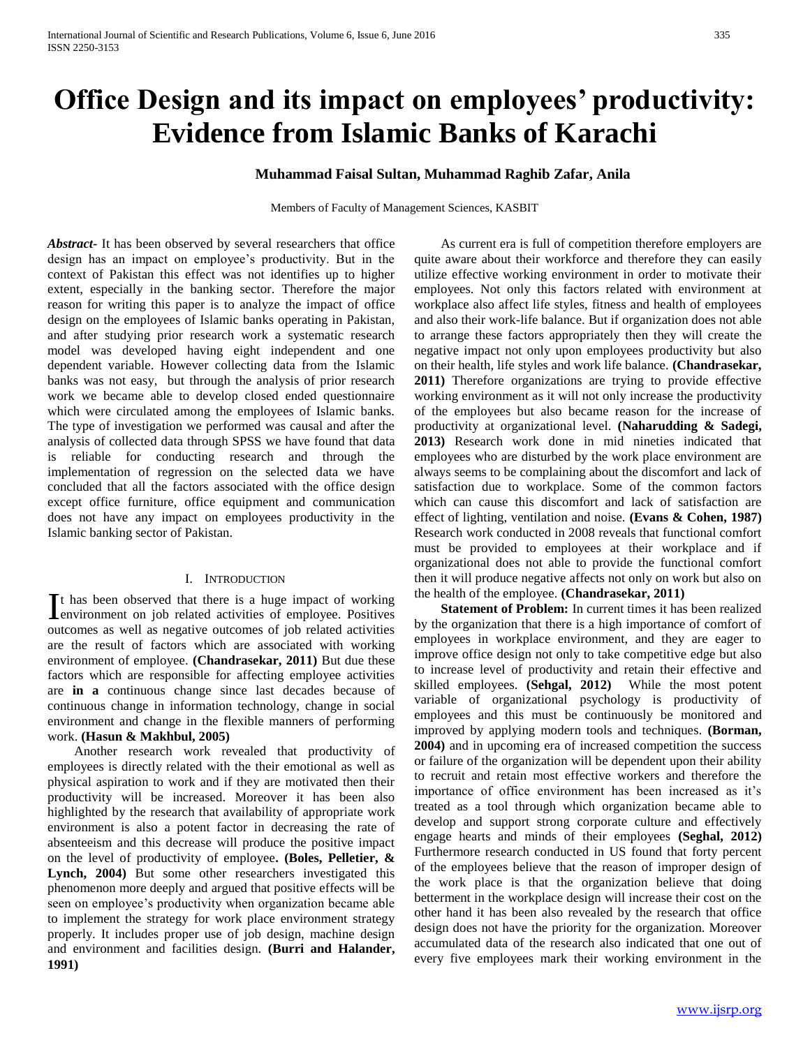# Office Design and its impact on employees' productivity: Evidence from Islamic Banks of Karachi

**Muhammad Faisal Sultan, Muhammad Raghib Zafar, Anila**

Members of Faculty of Management Sciences, KASBIT

***Abstract-*** It has been observed by several researchers that office design has an impact on employee's productivity. But in the context of Pakistan this effect was not identifies up to higher extent, especially in the banking sector. Therefore the major reason for writing this paper is to analyze the impact of office design on the employees of Islamic banks operating in Pakistan, and after studying prior research work a systematic research model was developed having eight independent and one dependent variable. However collecting data from the Islamic banks was not easy, but through the analysis of prior research work we became able to develop closed ended questionnaire which were circulated among the employees of Islamic banks. The type of investigation we performed was causal and after the analysis of collected data through SPSS we have found that data is reliable for conducting research and through the implementation of regression on the selected data we have concluded that all the factors associated with the office design except office furniture, office equipment and communication does not have any impact on employees productivity in the Islamic banking sector of Pakistan.

## I. Introduction

It has been observed that there is a huge impact of working environment on job related activities of employee. Positives outcomes as well as negative outcomes of job related activities are the result of factors which are associated with working environment of employee. **(Chandrasekar, 2011)** But due these factors which are responsible for affecting employee activities are **in a** continuous change since last decades because of continuous change in information technology, change in social environment and change in the flexible manners of performing work. **(Hasun & Makhbul, 2005)**

Another research work revealed that productivity of employees is directly related with the their emotional as well as physical aspiration to work and if they are motivated then their productivity will be increased. Moreover it has been also highlighted by the research that availability of appropriate work environment is also a potent factor in decreasing the rate of absenteeism and this decrease will produce the positive impact on the level of productivity of employee**. (Boles, Pelletier, & Lynch, 2004)** But some other researchers investigated this phenomenon more deeply and argued that positive effects will be seen on employee's productivity when organization became able to implement the strategy for work place environment strategy properly. It includes proper use of job design, machine design and environment and facilities design. **(Burri and Halander, 1991)**

As current era is full of competition therefore employers are quite aware about their workforce and therefore they can easily utilize effective working environment in order to motivate their employees. Not only this factors related with environment at workplace also affect life styles, fitness and health of employees and also their work-life balance. But if organization does not able to arrange these factors appropriately then they will create the negative impact not only upon employees productivity but also on their health, life styles and work life balance. **(Chandrasekar, 2011)** Therefore organizations are trying to provide effective working environment as it will not only increase the productivity of the employees but also became reason for the increase of productivity at organizational level. **(Naharudding & Sadegi, 2013)** Research work done in mid nineties indicated that employees who are disturbed by the work place environment are always seems to be complaining about the discomfort and lack of satisfaction due to workplace. Some of the common factors which can cause this discomfort and lack of satisfaction are effect of lighting, ventilation and noise. **(Evans & Cohen, 1987)** Research work conducted in 2008 reveals that functional comfort must be provided to employees at their workplace and if organizational does not able to provide the functional comfort then it will produce negative affects not only on work but also on the health of the employee. **(Chandrasekar, 2011)**

**Statement of Problem:** In current times it has been realized by the organization that there is a high importance of comfort of employees in workplace environment, and they are eager to improve office design not only to take competitive edge but also to increase level of productivity and retain their effective and skilled employees. **(Sehgal, 2012)** While the most potent variable of organizational psychology is productivity of employees and this must be continuously be monitored and improved by applying modern tools and techniques. **(Borman, 2004)** and in upcoming era of increased competition the success or failure of the organization will be dependent upon their ability to recruit and retain most effective workers and therefore the importance of office environment has been increased as it's treated as a tool through which organization became able to develop and support strong corporate culture and effectively engage hearts and minds of their employees **(Seghal, 2012)** Furthermore research conducted in US found that forty percent of the employees believe that the reason of improper design of the work place is that the organization believe that doing betterment in the workplace design will increase their cost on the other hand it has been also revealed by the research that office design does not have the priority for the organization. Moreover accumulated data of the research also indicated that one out of every five employees mark their working environment in the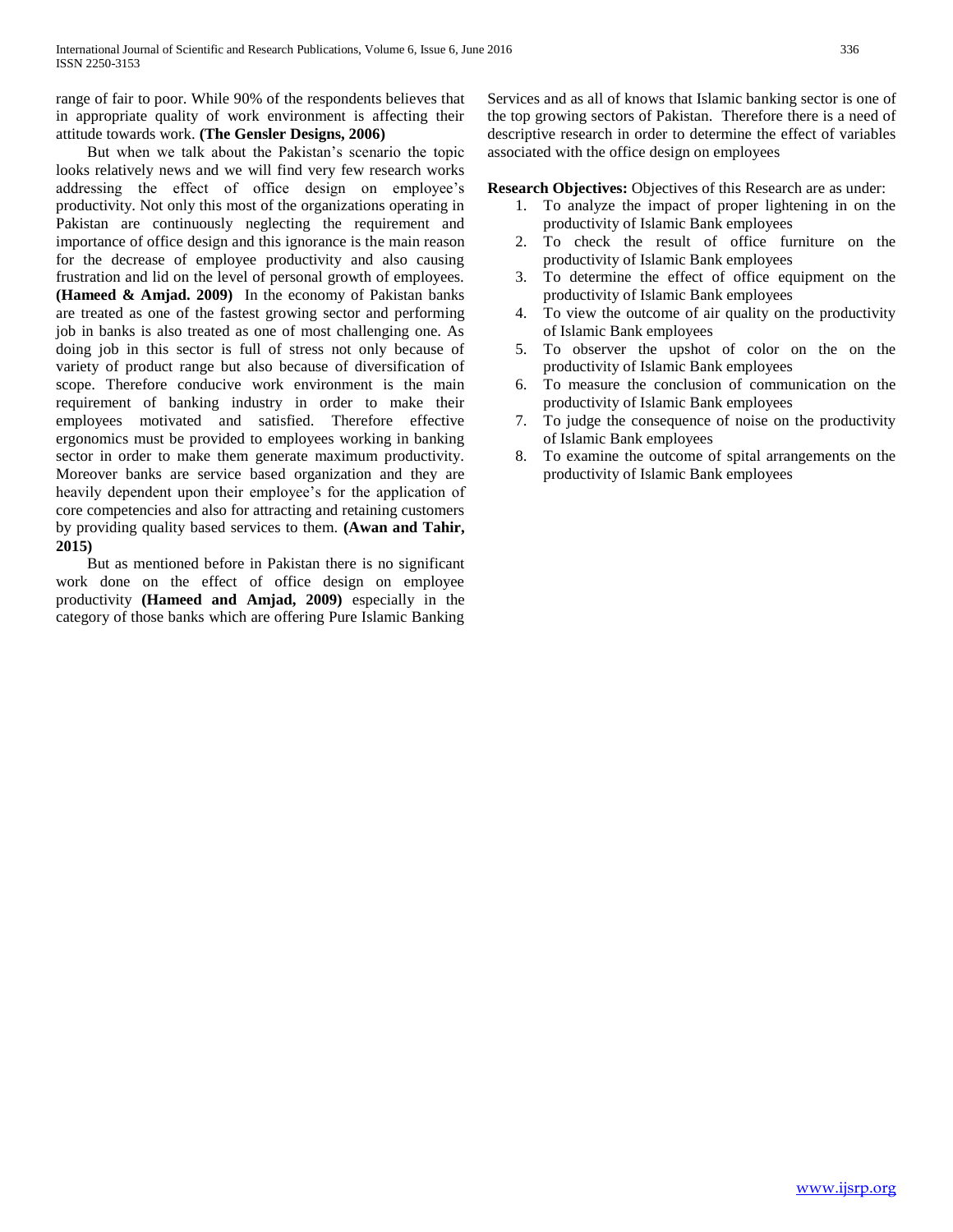range of fair to poor. While 90% of the respondents believes that in appropriate quality of work environment is affecting their attitude towards work. **(The Gensler Designs, 2006)**

But when we talk about the Pakistan's scenario the topic looks relatively news and we will find very few research works addressing the effect of office design on employee's productivity. Not only this most of the organizations operating in Pakistan are continuously neglecting the requirement and importance of office design and this ignorance is the main reason for the decrease of employee productivity and also causing frustration and lid on the level of personal growth of employees. **(Hameed & Amjad. 2009)** In the economy of Pakistan banks are treated as one of the fastest growing sector and performing job in banks is also treated as one of most challenging one. As doing job in this sector is full of stress not only because of variety of product range but also because of diversification of scope. Therefore conducive work environment is the main requirement of banking industry in order to make their employees motivated and satisfied. Therefore effective ergonomics must be provided to employees working in banking sector in order to make them generate maximum productivity. Moreover banks are service based organization and they are heavily dependent upon their employee's for the application of core competencies and also for attracting and retaining customers by providing quality based services to them. **(Awan and Tahir, 2015)**

But as mentioned before in Pakistan there is no significant work done on the effect of office design on employee productivity **(Hameed and Amjad, 2009)** especially in the category of those banks which are offering Pure Islamic Banking Services and as all of knows that Islamic banking sector is one of the top growing sectors of Pakistan. Therefore there is a need of descriptive research in order to determine the effect of variables associated with the office design on employees

**Research Objectives:** Objectives of this Research are as under:

1. To analyze the impact of proper lightening in on the productivity of Islamic Bank employees
2. To check the result of office furniture on the productivity of Islamic Bank employees
3. To determine the effect of office equipment on the productivity of Islamic Bank employees
4. To view the outcome of air quality on the productivity of Islamic Bank employees
5. To observer the upshot of color on the on the productivity of Islamic Bank employees
6. To measure the conclusion of communication on the productivity of Islamic Bank employees
7. To judge the consequence of noise on the productivity of Islamic Bank employees
8. To examine the outcome of spital arrangements on the productivity of Islamic Bank employees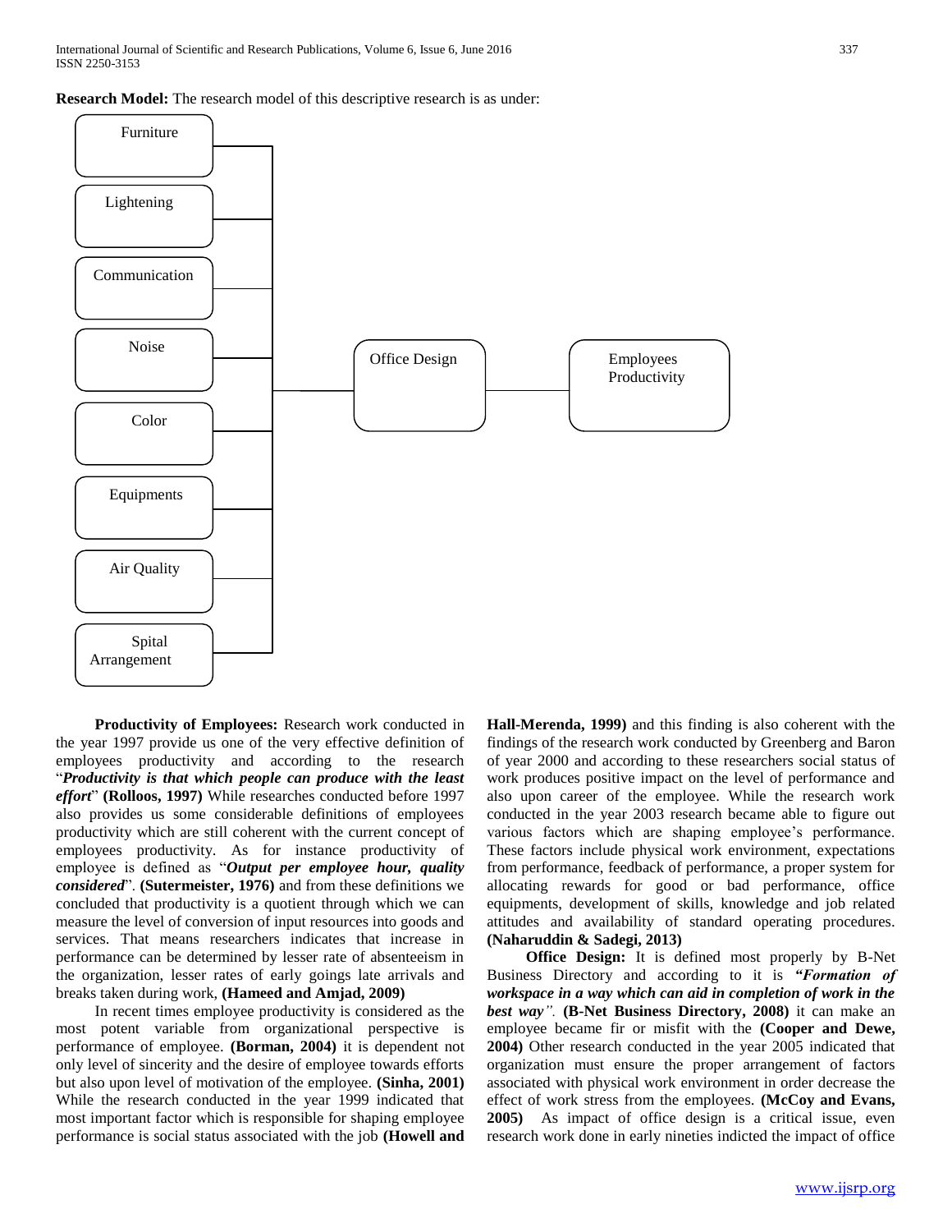**Research Model:** The research model of this descriptive research is as under:

Furniture

Lightening

Communication

Noise

Color

Equipments

Air Quality

Spital Arrangement

Office Design

Employees Productivity

**Productivity of Employees:** Research work conducted in the year 1997 provide us one of the very effective definition of employees productivity and according to the research "***Productivity is that which people can produce with the least effort***" **(Rolloos, 1997)** While researches conducted before 1997 also provides us some considerable definitions of employees productivity which are still coherent with the current concept of employees productivity. As for instance productivity of employee is defined as "***Output per employee hour, quality considered***". **(Sutermeister, 1976)** and from these definitions we concluded that productivity is a quotient through which we can measure the level of conversion of input resources into goods and services. That means researchers indicates that increase in performance can be determined by lesser rate of absenteeism in the organization, lesser rates of early goings late arrivals and breaks taken during work, **(Hameed and Amjad, 2009)**

In recent times employee productivity is considered as the most potent variable from organizational perspective is performance of employee. **(Borman, 2004)** it is dependent not only level of sincerity and the desire of employee towards efforts but also upon level of motivation of the employee. **(Sinha, 2001)** While the research conducted in the year 1999 indicated that most important factor which is responsible for shaping employee performance is social status associated with the job **(Howell and Hall-Merenda, 1999)** and this finding is also coherent with the findings of the research work conducted by Greenberg and Baron of year 2000 and according to these researchers social status of work produces positive impact on the level of performance and also upon career of the employee. While the research work conducted in the year 2003 research became able to figure out various factors which are shaping employee's performance. These factors include physical work environment, expectations from performance, feedback of performance, a proper system for allocating rewards for good or bad performance, office equipments, development of skills, knowledge and job related attitudes and availability of standard operating procedures. **(Naharuddin & Sadegi, 2013)**

**Office Design:** It is defined most properly by B-Net Business Directory and according to it is ***"Formation of workspace in a way which can aid in completion of work in the best way".*** **(B-Net Business Directory, 2008)** it can make an employee became fir or misfit with the **(Cooper and Dewe, 2004)** Other research conducted in the year 2005 indicated that organization must ensure the proper arrangement of factors associated with physical work environment in order decrease the effect of work stress from the employees. **(McCoy and Evans, 2005)** As impact of office design is a critical issue, even research work done in early nineties indicted the impact of office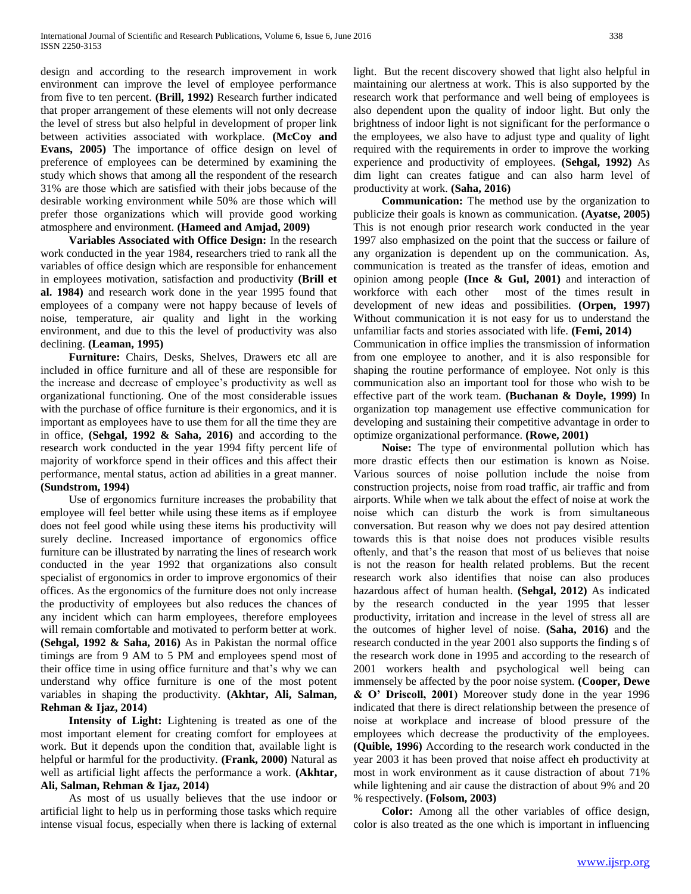design and according to the research improvement in work environment can improve the level of employee performance from five to ten percent. **(Brill, 1992)** Research further indicated that proper arrangement of these elements will not only decrease the level of stress but also helpful in development of proper link between activities associated with workplace. **(McCoy and Evans, 2005)** The importance of office design on level of preference of employees can be determined by examining the study which shows that among all the respondent of the research 31% are those which are satisfied with their jobs because of the desirable working environment while 50% are those which will prefer those organizations which will provide good working atmosphere and environment. **(Hameed and Amjad, 2009)**

**Variables Associated with Office Design:** In the research work conducted in the year 1984, researchers tried to rank all the variables of office design which are responsible for enhancement in employees motivation, satisfaction and productivity **(Brill et al. 1984)** and research work done in the year 1995 found that employees of a company were not happy because of levels of noise, temperature, air quality and light in the working environment, and due to this the level of productivity was also declining. **(Leaman, 1995)**

**Furniture:** Chairs, Desks, Shelves, Drawers etc all are included in office furniture and all of these are responsible for the increase and decrease of employee's productivity as well as organizational functioning. One of the most considerable issues with the purchase of office furniture is their ergonomics, and it is important as employees have to use them for all the time they are in office, **(Sehgal, 1992 & Saha, 2016)** and according to the research work conducted in the year 1994 fifty percent life of majority of workforce spend in their offices and this affect their performance, mental status, action ad abilities in a great manner. **(Sundstrom, 1994)**

Use of ergonomics furniture increases the probability that employee will feel better while using these items as if employee does not feel good while using these items his productivity will surely decline. Increased importance of ergonomics office furniture can be illustrated by narrating the lines of research work conducted in the year 1992 that organizations also consult specialist of ergonomics in order to improve ergonomics of their offices. As the ergonomics of the furniture does not only increase the productivity of employees but also reduces the chances of any incident which can harm employees, therefore employees will remain comfortable and motivated to perform better at work. **(Sehgal, 1992 & Saha, 2016)** As in Pakistan the normal office timings are from 9 AM to 5 PM and employees spend most of their office time in using office furniture and that's why we can understand why office furniture is one of the most potent variables in shaping the productivity. **(Akhtar, Ali, Salman, Rehman & Ijaz, 2014)**

**Intensity of Light:** Lightening is treated as one of the most important element for creating comfort for employees at work. But it depends upon the condition that, available light is helpful or harmful for the productivity. **(Frank, 2000)** Natural as well as artificial light affects the performance a work. **(Akhtar, Ali, Salman, Rehman & Ijaz, 2014)**

As most of us usually believes that the use indoor or artificial light to help us in performing those tasks which require intense visual focus, especially when there is lacking of external light. But the recent discovery showed that light also helpful in maintaining our alertness at work. This is also supported by the research work that performance and well being of employees is also dependent upon the quality of indoor light. But only the brightness of indoor light is not significant for the performance o the employees, we also have to adjust type and quality of light required with the requirements in order to improve the working experience and productivity of employees. **(Sehgal, 1992)** As dim light can creates fatigue and can also harm level of productivity at work. **(Saha, 2016)**

**Communication:** The method use by the organization to publicize their goals is known as communication. **(Ayatse, 2005)** This is not enough prior research work conducted in the year 1997 also emphasized on the point that the success or failure of any organization is dependent up on the communication. As, communication is treated as the transfer of ideas, emotion and opinion among people **(Ince & Gul, 2001)** and interaction of workforce with each other most of the times result in development of new ideas and possibilities. **(Orpen, 1997)** Without communication it is not easy for us to understand the unfamiliar facts and stories associated with life. **(Femi, 2014)**

Communication in office implies the transmission of information from one employee to another, and it is also responsible for shaping the routine performance of employee. Not only is this communication also an important tool for those who wish to be effective part of the work team. **(Buchanan & Doyle, 1999)** In organization top management use effective communication for developing and sustaining their competitive advantage in order to optimize organizational performance. **(Rowe, 2001)**

**Noise:** The type of environmental pollution which has more drastic effects then our estimation is known as Noise. Various sources of noise pollution include the noise from construction projects, noise from road traffic, air traffic and from airports. While when we talk about the effect of noise at work the noise which can disturb the work is from simultaneous conversation. But reason why we does not pay desired attention towards this is that noise does not produces visible results oftenly, and that's the reason that most of us believes that noise is not the reason for health related problems. But the recent research work also identifies that noise can also produces hazardous affect of human health. **(Sehgal, 2012)** As indicated by the research conducted in the year 1995 that lesser productivity, irritation and increase in the level of stress all are the outcomes of higher level of noise. **(Saha, 2016)** and the research conducted in the year 2001 also supports the finding s of the research work done in 1995 and according to the research of 2001 workers health and psychological well being can immensely be affected by the poor noise system. **(Cooper, Dewe & O' Driscoll, 2001)** Moreover study done in the year 1996 indicated that there is direct relationship between the presence of noise at workplace and increase of blood pressure of the employees which decrease the productivity of the employees. **(Quible, 1996)** According to the research work conducted in the year 2003 it has been proved that noise affect eh productivity at most in work environment as it cause distraction of about 71% while lightening and air cause the distraction of about 9% and 20 % respectively. **(Folsom, 2003)**

**Color:** Among all the other variables of office design, color is also treated as the one which is important in influencing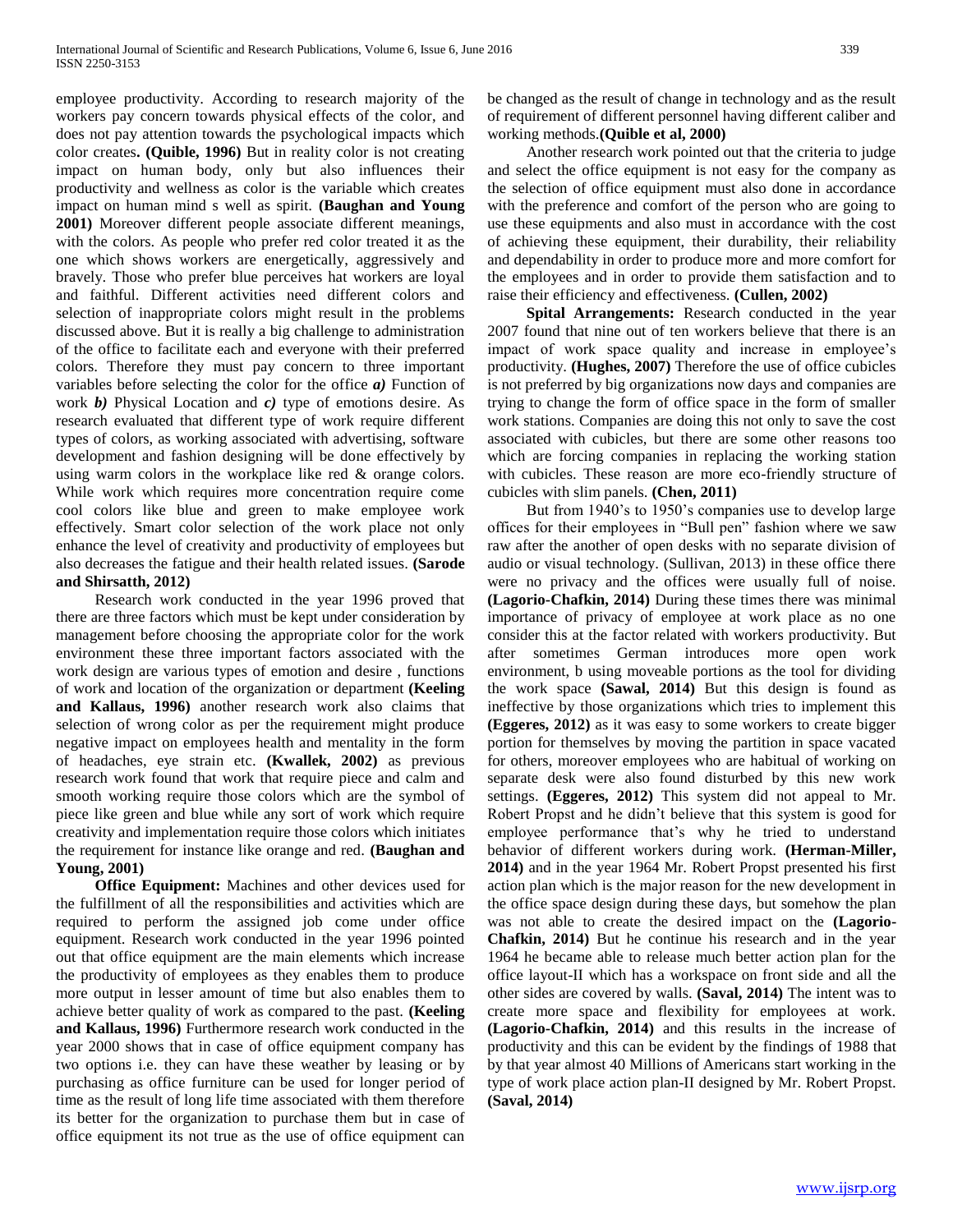employee productivity. According to research majority of the workers pay concern towards physical effects of the color, and does not pay attention towards the psychological impacts which color creates**. (Quible, 1996)** But in reality color is not creating impact on human body, only but also influences their productivity and wellness as color is the variable which creates impact on human mind s well as spirit. **(Baughan and Young 2001)** Moreover different people associate different meanings, with the colors. As people who prefer red color treated it as the one which shows workers are energetically, aggressively and bravely. Those who prefer blue perceives hat workers are loyal and faithful. Different activities need different colors and selection of inappropriate colors might result in the problems discussed above. But it is really a big challenge to administration of the office to facilitate each and everyone with their preferred colors. Therefore they must pay concern to three important variables before selecting the color for the office ***a)*** Function of work ***b)*** Physical Location and ***c)*** type of emotions desire. As research evaluated that different type of work require different types of colors, as working associated with advertising, software development and fashion designing will be done effectively by using warm colors in the workplace like red & orange colors. While work which requires more concentration require come cool colors like blue and green to make employee work effectively. Smart color selection of the work place not only enhance the level of creativity and productivity of employees but also decreases the fatigue and their health related issues. **(Sarode and Shirsatth, 2012)**

Research work conducted in the year 1996 proved that there are three factors which must be kept under consideration by management before choosing the appropriate color for the work environment these three important factors associated with the work design are various types of emotion and desire , functions of work and location of the organization or department **(Keeling and Kallaus, 1996)** another research work also claims that selection of wrong color as per the requirement might produce negative impact on employees health and mentality in the form of headaches, eye strain etc. **(Kwallek, 2002)** as previous research work found that work that require piece and calm and smooth working require those colors which are the symbol of piece like green and blue while any sort of work which require creativity and implementation require those colors which initiates the requirement for instance like orange and red. **(Baughan and Young, 2001)**

**Office Equipment:** Machines and other devices used for the fulfillment of all the responsibilities and activities which are required to perform the assigned job come under office equipment. Research work conducted in the year 1996 pointed out that office equipment are the main elements which increase the productivity of employees as they enables them to produce more output in lesser amount of time but also enables them to achieve better quality of work as compared to the past. **(Keeling and Kallaus, 1996)** Furthermore research work conducted in the year 2000 shows that in case of office equipment company has two options i.e. they can have these weather by leasing or by purchasing as office furniture can be used for longer period of time as the result of long life time associated with them therefore its better for the organization to purchase them but in case of office equipment its not true as the use of office equipment can be changed as the result of change in technology and as the result of requirement of different personnel having different caliber and working methods.**(Quible et al, 2000)**

Another research work pointed out that the criteria to judge and select the office equipment is not easy for the company as the selection of office equipment must also done in accordance with the preference and comfort of the person who are going to use these equipments and also must in accordance with the cost of achieving these equipment, their durability, their reliability and dependability in order to produce more and more comfort for the employees and in order to provide them satisfaction and to raise their efficiency and effectiveness. **(Cullen, 2002)**

**Spital Arrangements:** Research conducted in the year 2007 found that nine out of ten workers believe that there is an impact of work space quality and increase in employee's productivity. **(Hughes, 2007)** Therefore the use of office cubicles is not preferred by big organizations now days and companies are trying to change the form of office space in the form of smaller work stations. Companies are doing this not only to save the cost associated with cubicles, but there are some other reasons too which are forcing companies in replacing the working station with cubicles. These reason are more eco-friendly structure of cubicles with slim panels. **(Chen, 2011)**

But from 1940's to 1950's companies use to develop large offices for their employees in "Bull pen" fashion where we saw raw after the another of open desks with no separate division of audio or visual technology. (Sullivan, 2013) in these office there were no privacy and the offices were usually full of noise. **(Lagorio-Chafkin, 2014)** During these times there was minimal importance of privacy of employee at work place as no one consider this at the factor related with workers productivity. But after sometimes German introduces more open work environment, b using moveable portions as the tool for dividing the work space **(Sawal, 2014)** But this design is found as ineffective by those organizations which tries to implement this **(Eggeres, 2012)** as it was easy to some workers to create bigger portion for themselves by moving the partition in space vacated for others, moreover employees who are habitual of working on separate desk were also found disturbed by this new work settings. **(Eggeres, 2012)** This system did not appeal to Mr. Robert Propst and he didn't believe that this system is good for employee performance that's why he tried to understand behavior of different workers during work. **(Herman-Miller, 2014)** and in the year 1964 Mr. Robert Propst presented his first action plan which is the major reason for the new development in the office space design during these days, but somehow the plan was not able to create the desired impact on the **(Lagorio-Chafkin, 2014)** But he continue his research and in the year 1964 he became able to release much better action plan for the office layout-II which has a workspace on front side and all the other sides are covered by walls. **(Saval, 2014)** The intent was to create more space and flexibility for employees at work. **(Lagorio-Chafkin, 2014)** and this results in the increase of productivity and this can be evident by the findings of 1988 that by that year almost 40 Millions of Americans start working in the type of work place action plan-II designed by Mr. Robert Propst. **(Saval, 2014)**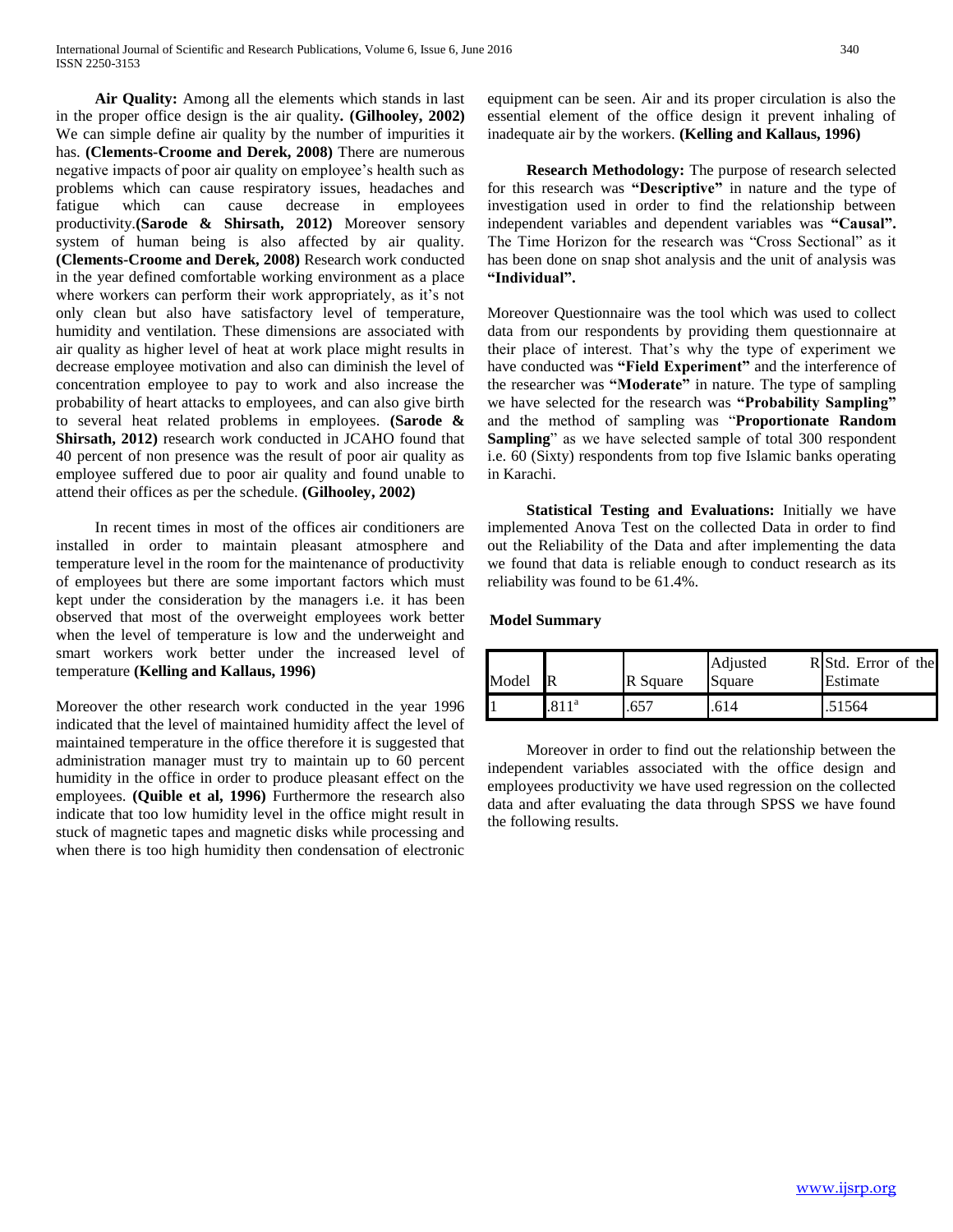**Air Quality:** Among all the elements which stands in last in the proper office design is the air quality**. (Gilhooley, 2002)** We can simple define air quality by the number of impurities it has. **(Clements-Croome and Derek, 2008)** There are numerous negative impacts of poor air quality on employee's health such as problems which can cause respiratory issues, headaches and fatigue which can cause decrease in employees productivity.**(Sarode & Shirsath, 2012)** Moreover sensory system of human being is also affected by air quality. **(Clements-Croome and Derek, 2008)** Research work conducted in the year defined comfortable working environment as a place where workers can perform their work appropriately, as it's not only clean but also have satisfactory level of temperature, humidity and ventilation. These dimensions are associated with air quality as higher level of heat at work place might results in decrease employee motivation and also can diminish the level of concentration employee to pay to work and also increase the probability of heart attacks to employees, and can also give birth to several heat related problems in employees. **(Sarode & Shirsath, 2012)** research work conducted in JCAHO found that 40 percent of non presence was the result of poor air quality as employee suffered due to poor air quality and found unable to attend their offices as per the schedule. **(Gilhooley, 2002)**

In recent times in most of the offices air conditioners are installed in order to maintain pleasant atmosphere and temperature level in the room for the maintenance of productivity of employees but there are some important factors which must kept under the consideration by the managers i.e. it has been observed that most of the overweight employees work better when the level of temperature is low and the underweight and smart workers work better under the increased level of temperature **(Kelling and Kallaus, 1996)**

Moreover the other research work conducted in the year 1996 indicated that the level of maintained humidity affect the level of maintained temperature in the office therefore it is suggested that administration manager must try to maintain up to 60 percent humidity in the office in order to produce pleasant effect on the employees. **(Quible et al, 1996)** Furthermore the research also indicate that too low humidity level in the office might result in stuck of magnetic tapes and magnetic disks while processing and when there is too high humidity then condensation of electronic equipment can be seen. Air and its proper circulation is also the essential element of the office design it prevent inhaling of inadequate air by the workers. **(Kelling and Kallaus, 1996)**

**Research Methodology:** The purpose of research selected for this research was **"Descriptive"** in nature and the type of investigation used in order to find the relationship between independent variables and dependent variables was **"Causal".** The Time Horizon for the research was "Cross Sectional" as it has been done on snap shot analysis and the unit of analysis was **"Individual".**

Moreover Questionnaire was the tool which was used to collect data from our respondents by providing them questionnaire at their place of interest. That's why the type of experiment we have conducted was **"Field Experiment"** and the interference of the researcher was **"Moderate"** in nature. The type of sampling we have selected for the research was **"Probability Sampling"** and the method of sampling was "**Proportionate Random Sampling**" as we have selected sample of total 300 respondent i.e. 60 (Sixty) respondents from top five Islamic banks operating in Karachi.

**Statistical Testing and Evaluations:** Initially we have implemented Anova Test on the collected Data in order to find out the Reliability of the Data and after implementing the data we found that data is reliable enough to conduct research as its reliability was found to be 61.4%.

**Model Summary**

| Model | R | R Square | Adjusted R Square | Std. Error of the Estimate |
|---|---|---|---|---|
| 1 | .811[a] | .657 | .614 | .51564 |

Moreover in order to find out the relationship between the independent variables associated with the office design and employees productivity we have used regression on the collected data and after evaluating the data through SPSS we have found the following results.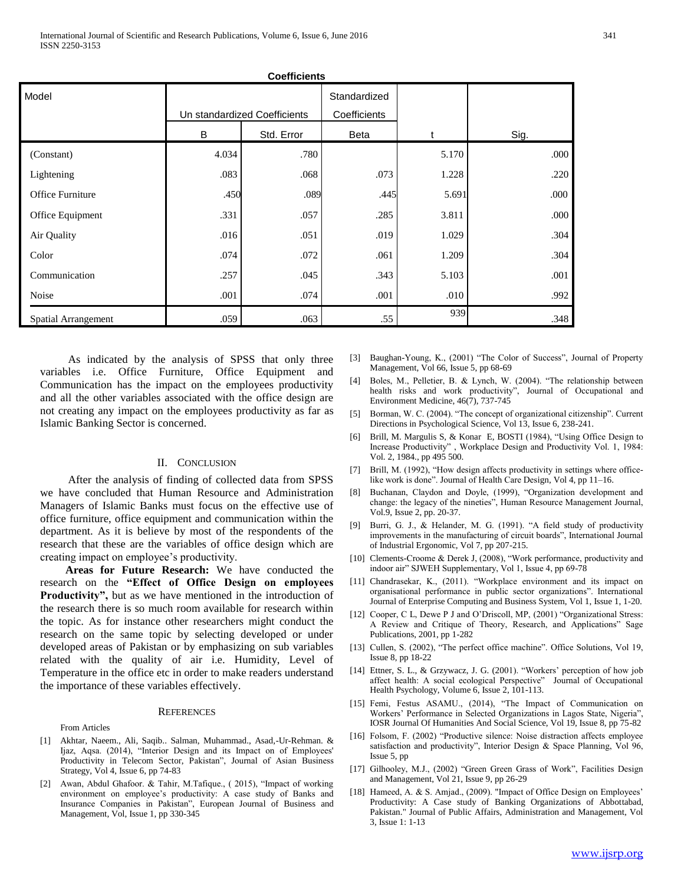**Coefficients**

| Model | Un standardized Coefficients | | Standardized Coefficients | t | Sig. |
|---|---|---|---|---|---|
| | B | Std. Error | Beta | | |
| (Constant) | 4.034 | .780 | | 5.170 | .000 |
| Lightening | .083 | .068 | .073 | 1.228 | .220 |
| Office Furniture | .450 | .089 | .445 | 5.691 | .000 |
| Office Equipment | .331 | .057 | .285 | 3.811 | .000 |
| Air Quality | .016 | .051 | .019 | 1.029 | .304 |
| Color | .074 | .072 | .061 | 1.209 | .304 |
| Communication | .257 | .045 | .343 | 5.103 | .001 |
| Noise | .001 | .074 | .001 | .010 | .992 |
| Spatial Arrangement | .059 | .063 | .55 | 939 | .348 |

As indicated by the analysis of SPSS that only three variables i.e. Office Furniture, Office Equipment and Communication has the impact on the employees productivity and all the other variables associated with the office design are not creating any impact on the employees productivity as far as Islamic Banking Sector is concerned.

## II. Conclusion

After the analysis of finding of collected data from SPSS we have concluded that Human Resource and Administration Managers of Islamic Banks must focus on the effective use of office furniture, office equipment and communication within the department. As it is believe by most of the respondents of the research that these are the variables of office design which are creating impact on employee's productivity.

**Areas for Future Research:** We have conducted the research on the **"Effect of Office Design on employees Productivity",** but as we have mentioned in the introduction of the research there is so much room available for research within the topic. As for instance other researchers might conduct the research on the same topic by selecting developed or under developed areas of Pakistan or by emphasizing on sub variables related with the quality of air i.e. Humidity, Level of Temperature in the office etc in order to make readers understand the importance of these variables effectively.

## References

From Articles

[1] Akhtar, Naeem., Ali, Saqib.. Salman, Muhammad., Asad,-Ur-Rehman. & Ijaz, Aqsa. (2014), "Interior Design and its Impact on of Employees' Productivity in Telecom Sector, Pakistan", Journal of Asian Business Strategy, Vol 4, Issue 6, pp 74-83

[2] Awan, Abdul Ghafoor. & Tahir, M.Tafique., ( 2015), "Impact of working environment on employee's productivity: A case study of Banks and Insurance Companies in Pakistan", European Journal of Business and Management, Vol, Issue 1, pp 330-345

[3] Baughan-Young, K., (2001) "The Color of Success", Journal of Property Management, Vol 66, Issue 5, pp 68-69

[4] Boles, M., Pelletier, B. & Lynch, W. (2004). "The relationship between health risks and work productivity", Journal of Occupational and Environment Medicine, 46(7), 737-745

[5] Borman, W. C. (2004). "The concept of organizational citizenship". Current Directions in Psychological Science, Vol 13, Issue 6, 238-241.

[6] Brill, M. Margulis S, & Konar E, BOSTI (1984), "Using Office Design to Increase Productivity" , Workplace Design and Productivity Vol. 1, 1984: Vol. 2, 1984., pp 495 500.

[7] Brill, M. (1992), "How design affects productivity in settings where office-like work is done". Journal of Health Care Design, Vol 4, pp 11–16.

[8] Buchanan, Claydon and Doyle, (1999), "Organization development and change: the legacy of the nineties", Human Resource Management Journal, Vol.9, Issue 2, pp. 20-37.

[9] Burri, G. J., & Helander, M. G. (1991). "A field study of productivity improvements in the manufacturing of circuit boards", International Journal of Industrial Ergonomic, Vol 7, pp 207-215.

[10] Clements-Croome & Derek J, (2008), "Work performance, productivity and indoor air" SJWEH Supplementary, Vol 1, Issue 4, pp 69-78

[11] Chandrasekar, K., (2011). "Workplace environment and its impact on organisational performance in public sector organizations". International Journal of Enterprise Computing and Business System, Vol 1, Issue 1, 1-20.

[12] Cooper, C L, Dewe P J and O'Driscoll, MP, (2001) "Organizational Stress: A Review and Critique of Theory, Research, and Applications" Sage Publications, 2001, pp 1-282

[13] Cullen, S. (2002), "The perfect office machine". Office Solutions, Vol 19, Issue 8, pp 18-22

[14] Ettner, S. L., & Grzywacz, J. G. (2001). "Workers' perception of how job affect health: A social ecological Perspective" Journal of Occupational Health Psychology, Volume 6, Issue 2, 101-113.

[15] Femi, Festus ASAMU., (2014), "The Impact of Communication on Workers' Performance in Selected Organizations in Lagos State, Nigeria", IOSR Journal Of Humanities And Social Science, Vol 19, Issue 8, pp 75-82

[16] Folsom, F. (2002) "Productive silence: Noise distraction affects employee satisfaction and productivity", Interior Design & Space Planning, Vol 96, Issue 5, pp

[17] Gilhooley, M.J., (2002) "Green Green Grass of Work", Facilities Design and Management, Vol 21, Issue 9, pp 26-29

[18] Hameed, A. & S. Amjad., (2009). "Impact of Office Design on Employees' Productivity: A Case study of Banking Organizations of Abbottabad, Pakistan." Journal of Public Affairs, Administration and Management, Vol 3, Issue 1: 1-13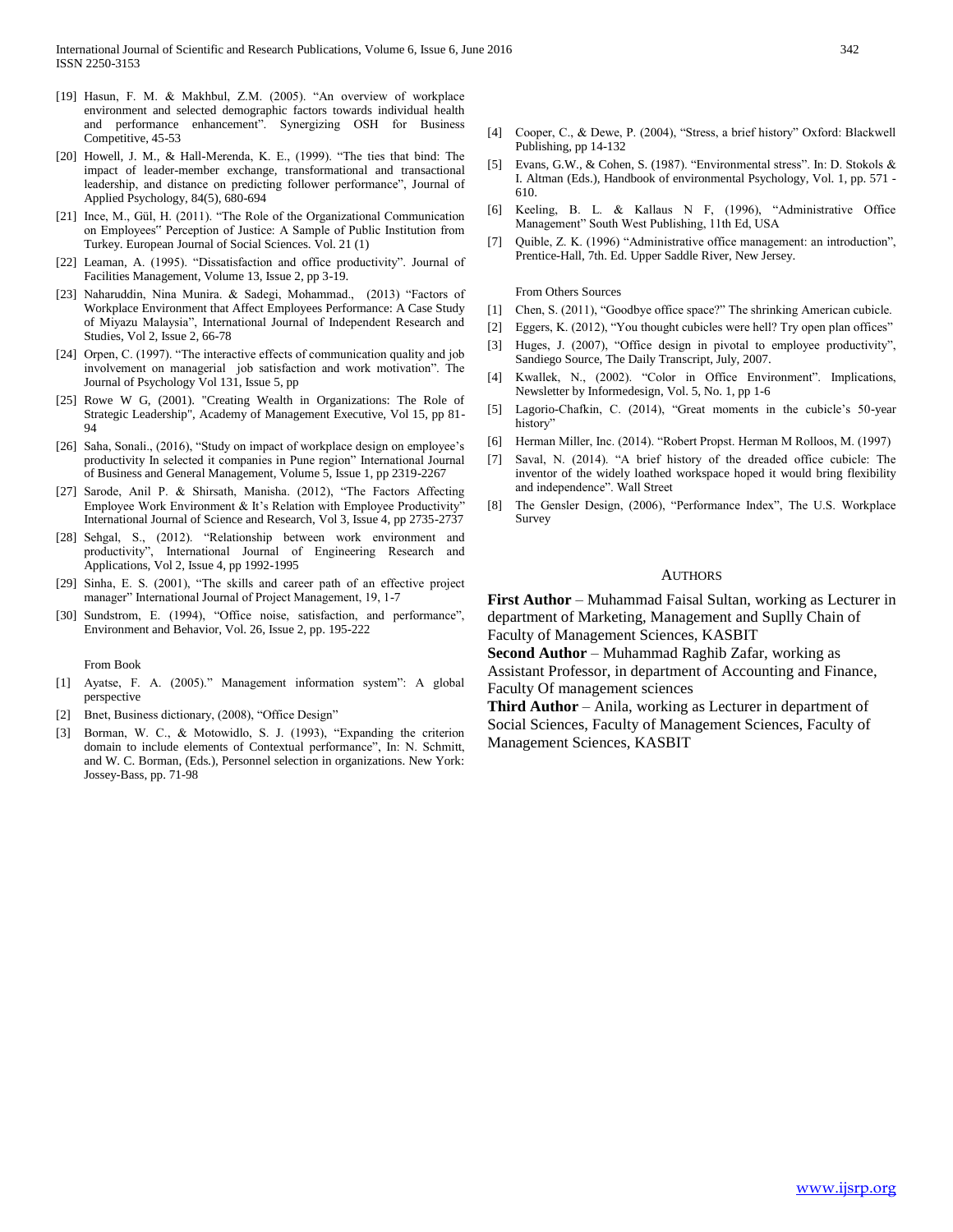[19] Hasun, F. M. & Makhbul, Z.M. (2005). "An overview of workplace environment and selected demographic factors towards individual health and performance enhancement". Synergizing OSH for Business Competitive, 45-53

[20] Howell, J. M., & Hall-Merenda, K. E., (1999). "The ties that bind: The impact of leader-member exchange, transformational and transactional leadership, and distance on predicting follower performance", Journal of Applied Psychology, 84(5), 680-694

[21] Ince, M., Gül, H. (2011). "The Role of the Organizational Communication on Employees" Perception of Justice: A Sample of Public Institution from Turkey. European Journal of Social Sciences. Vol. 21 (1)

[22] Leaman, A. (1995). "Dissatisfaction and office productivity". Journal of Facilities Management, Volume 13, Issue 2, pp 3-19.

[23] Naharuddin, Nina Munira. & Sadegi, Mohammad., (2013) "Factors of Workplace Environment that Affect Employees Performance: A Case Study of Miyazu Malaysia", International Journal of Independent Research and Studies, Vol 2, Issue 2, 66-78

[24] Orpen, C. (1997). "The interactive effects of communication quality and job involvement on managerial job satisfaction and work motivation". The Journal of Psychology Vol 131, Issue 5, pp

[25] Rowe W G, (2001). "Creating Wealth in Organizations: The Role of Strategic Leadership", Academy of Management Executive, Vol 15, pp 81-94

[26] Saha, Sonali., (2016), "Study on impact of workplace design on employee's productivity In selected it companies in Pune region" International Journal of Business and General Management, Volume 5, Issue 1, pp 2319-2267

[27] Sarode, Anil P. & Shirsath, Manisha. (2012), "The Factors Affecting Employee Work Environment & It's Relation with Employee Productivity" International Journal of Science and Research, Vol 3, Issue 4, pp 2735-2737

[28] Sehgal, S., (2012). "Relationship between work environment and productivity", International Journal of Engineering Research and Applications, Vol 2, Issue 4, pp 1992-1995

[29] Sinha, E. S. (2001), "The skills and career path of an effective project manager" International Journal of Project Management, 19, 1-7

[30] Sundstrom, E. (1994), "Office noise, satisfaction, and performance", Environment and Behavior, Vol. 26, Issue 2, pp. 195-222

From Book

[1] Ayatse, F. A. (2005)." Management information system": A global perspective

[2] Bnet, Business dictionary, (2008), "Office Design"

[3] Borman, W. C., & Motowidlo, S. J. (1993), "Expanding the criterion domain to include elements of Contextual performance", In: N. Schmitt, and W. C. Borman, (Eds.), Personnel selection in organizations. New York: Jossey-Bass, pp. 71-98

[4] Cooper, C., & Dewe, P. (2004), "Stress, a brief history" Oxford: Blackwell Publishing, pp 14-132

[5] Evans, G.W., & Cohen, S. (1987). "Environmental stress". In: D. Stokols & I. Altman (Eds.), Handbook of environmental Psychology, Vol. 1, pp. 571 - 610.

[6] Keeling, B. L. & Kallaus N F, (1996), "Administrative Office Management" South West Publishing, 11th Ed, USA

[7] Quible, Z. K. (1996) "Administrative office management: an introduction", Prentice-Hall, 7th. Ed. Upper Saddle River, New Jersey.

From Others Sources

[1] Chen, S. (2011), "Goodbye office space?" The shrinking American cubicle.

[2] Eggers, K. (2012), "You thought cubicles were hell? Try open plan offices"

[3] Huges, J. (2007), "Office design in pivotal to employee productivity", Sandiego Source, The Daily Transcript, July, 2007.

[4] Kwallek, N., (2002). "Color in Office Environment". Implications, Newsletter by Informedesign, Vol. 5, No. 1, pp 1-6

[5] Lagorio-Chafkin, C. (2014), "Great moments in the cubicle's 50-year history"

[6] Herman Miller, Inc. (2014). "Robert Propst. Herman M Rolloos, M. (1997)

[7] Saval, N. (2014). "A brief history of the dreaded office cubicle: The inventor of the widely loathed workspace hoped it would bring flexibility and independence". Wall Street

[8] The Gensler Design, (2006), "Performance Index", The U.S. Workplace Survey

## AUTHORS

**First Author** – Muhammad Faisal Sultan, working as Lecturer in department of Marketing, Management and Suplly Chain of Faculty of Management Sciences, KASBIT

**Second Author** – Muhammad Raghib Zafar, working as Assistant Professor, in department of Accounting and Finance, Faculty Of management sciences

**Third Author** – Anila, working as Lecturer in department of Social Sciences, Faculty of Management Sciences, Faculty of Management Sciences, KASBIT